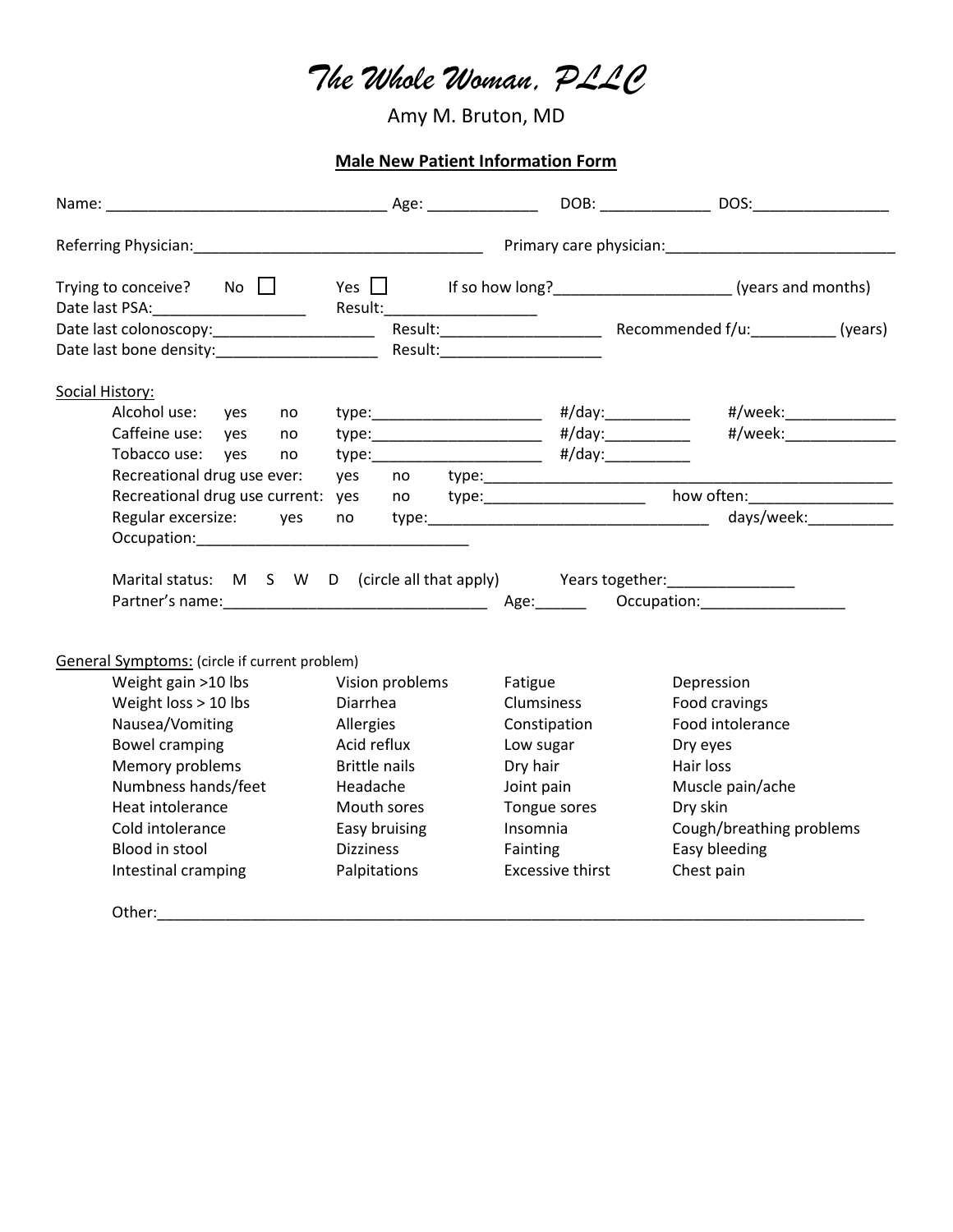# *The Whole Woman, PLLC*

Amy M. Bruton, MD

## Male New Patient Information Form

Name: ________________________________ Age: _____________ DOB: _____________ DOS:________________

Referring Physician:__________________________________ Primary care physician:___________________________

Trying to conceive? No ☐ Yes ☐ If so how long?____________________ (years and months)
Date last PSA:__________________ Result:__________________
Date last colonoscopy:___________________ Result:___________________ Recommended f/u:__________ (years)
Date last bone density:___________________ Result:___________________

Social History:

Alcohol use: yes no type:____________________ #/day:__________ #/week:_____________
Caffeine use: yes no type:____________________ #/day:__________ #/week:_____________
Tobacco use: yes no type:____________________ #/day:__________
Recreational drug use ever: yes no type:__________________________________________________
Recreational drug use current: yes no type:___________________ how often:_________________
Regular excersize: yes no type:_________________________________ days/week:__________
Occupation:________________________________

Marital status: M S W D (circle all that apply) Years together:_______________
Partner's name:_______________________________ Age:______ Occupation:_________________

General Symptoms: (circle if current problem)

| | | | |
|---|---|---|---|
| Weight gain >10 lbs | Vision problems | Fatigue | Depression |
| Weight loss > 10 lbs | Diarrhea | Clumsiness | Food cravings |
| Nausea/Vomiting | Allergies | Constipation | Food intolerance |
| Bowel cramping | Acid reflux | Low sugar | Dry eyes |
| Memory problems | Brittle nails | Dry hair | Hair loss |
| Numbness hands/feet | Headache | Joint pain | Muscle pain/ache |
| Heat intolerance | Mouth sores | Tongue sores | Dry skin |
| Cold intolerance | Easy bruising | Insomnia | Cough/breathing problems |
| Blood in stool | Dizziness | Fainting | Easy bleeding |
| Intestinal cramping | Palpitations | Excessive thirst | Chest pain |

Other:______________________________________________________________________________________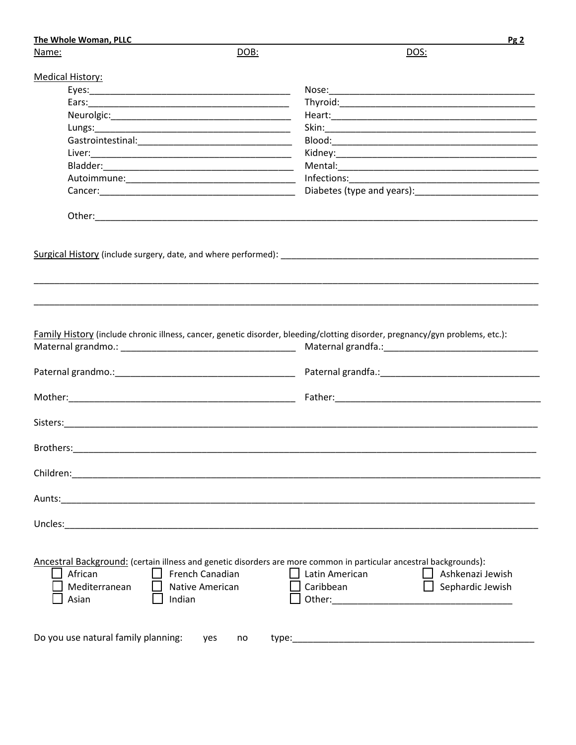**The Whole Woman, PLLC**

Name: DOB: DOS:

Medical History:

Eyes:________________________________________ Nose:________________________________________

Ears:________________________________________ Thyroid:________________________________________

Neurolgic:________________________________________ Heart:________________________________________

Lungs:________________________________________ Skin:________________________________________

Gastrointestinal:________________________________ Blood:________________________________________

Liver:________________________________________ Kidney:________________________________________

Bladder:________________________________________ Mental:________________________________________

Autoimmune:______________________________________ Infections:______________________________________

Cancer:________________________________________ Diabetes (type and years):________________________

Other:________________________________________________________________________________

Surgical History (include surgery, date, and where performed): ________________________________________________

________________________________________________________________________________

________________________________________________________________________________

Family History (include chronic illness, cancer, genetic disorder, bleeding/clotting disorder, pregnancy/gyn problems, etc.):

Maternal grandmo.: __________________________________ Maternal grandfa.:______________________________

Paternal grandmo.:__________________________________ Paternal grandfa.:______________________________

Mother:____________________________________________ Father:__________________________________________

Sisters:________________________________________________________________________________

Brothers:________________________________________________________________________________

Children:________________________________________________________________________________

Aunts:________________________________________________________________________________

Uncles:________________________________________________________________________________

Ancestral Background: (certain illness and genetic disorders are more common in particular ancestral backgrounds):

☐ African ☐ French Canadian ☐ Latin American ☐ Ashkenazi Jewish
☐ Mediterranean ☐ Native American ☐ Caribbean ☐ Sephardic Jewish
☐ Asian ☐ Indian ☐ Other:__________________________________

Do you use natural family planning: yes no type:________________________________________________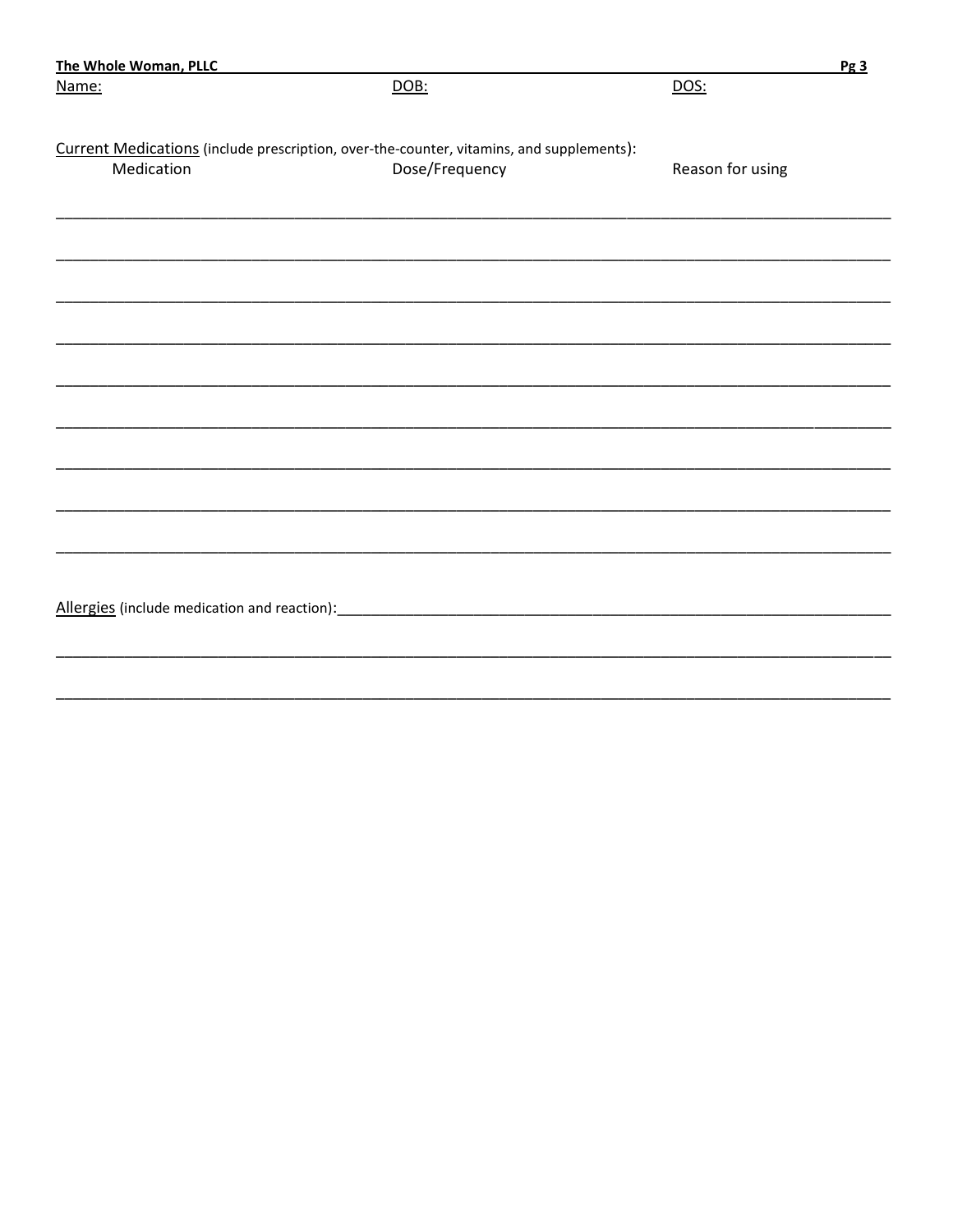Name: DOB: DOS:

Current Medications (include prescription, over-the-counter, vitamins, and supplements):

| Medication | Dose/Frequency | Reason for using |
|---|---|---|
| | | |
| | | |
| | | |
| | | |
| | | |
| | | |
| | | |
| | | |
| | | |

Allergies (include medication and reaction):______________________________________________________________________

______________________________________________________________________________________________________

______________________________________________________________________________________________________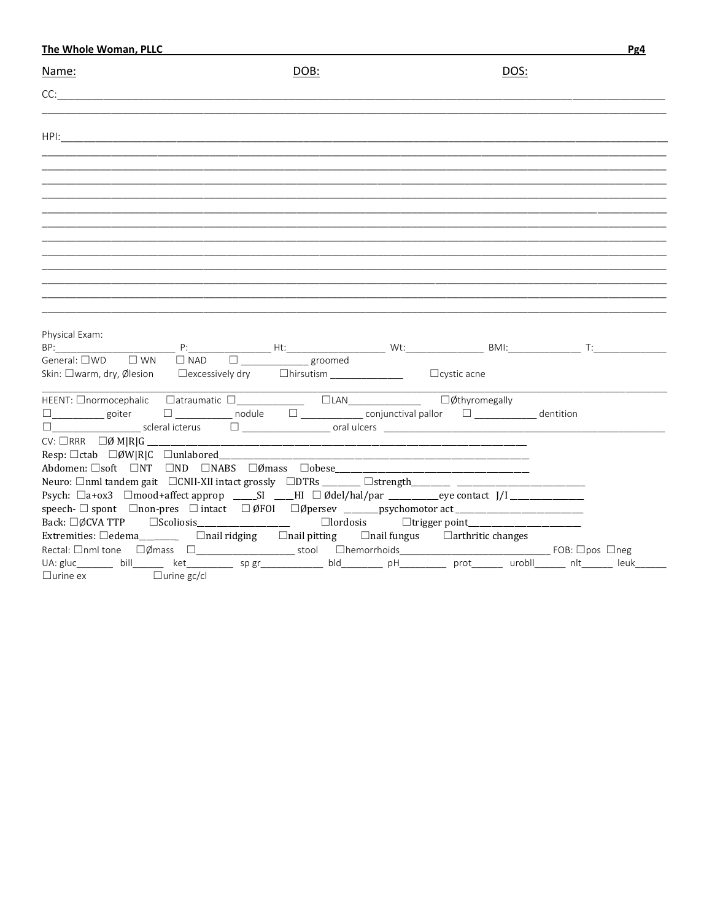**The Whole Woman, PLLC**

Name: DOB: DOS:

CC:\_\_\_\_\_\_\_\_\_\_\_\_\_\_\_\_\_\_\_\_\_\_\_\_\_\_\_\_\_\_\_\_\_\_\_\_\_\_\_\_\_\_\_\_\_\_\_\_\_\_\_\_\_\_\_\_\_\_

\_\_\_\_\_\_\_\_\_\_\_\_\_\_\_\_\_\_\_\_\_\_\_\_\_\_\_\_\_\_\_\_\_\_\_\_\_\_\_\_\_\_\_\_\_\_\_\_\_\_\_\_\_\_\_\_\_\_\_\_\_\_

HPI:\_\_\_\_\_\_\_\_\_\_\_\_\_\_\_\_\_\_\_\_\_\_\_\_\_\_\_\_\_\_\_\_\_\_\_\_\_\_\_\_\_\_\_\_\_\_\_\_\_\_\_\_\_\_\_\_\_\_

\_\_\_\_\_\_\_\_\_\_\_\_\_\_\_\_\_\_\_\_\_\_\_\_\_\_\_\_\_\_\_\_\_\_\_\_\_\_\_\_\_\_\_\_\_\_\_\_\_\_\_\_\_\_\_\_\_\_\_\_\_\_

\_\_\_\_\_\_\_\_\_\_\_\_\_\_\_\_\_\_\_\_\_\_\_\_\_\_\_\_\_\_\_\_\_\_\_\_\_\_\_\_\_\_\_\_\_\_\_\_\_\_\_\_\_\_\_\_\_\_\_\_\_\_

\_\_\_\_\_\_\_\_\_\_\_\_\_\_\_\_\_\_\_\_\_\_\_\_\_\_\_\_\_\_\_\_\_\_\_\_\_\_\_\_\_\_\_\_\_\_\_\_\_\_\_\_\_\_\_\_\_\_\_\_\_\_

\_\_\_\_\_\_\_\_\_\_\_\_\_\_\_\_\_\_\_\_\_\_\_\_\_\_\_\_\_\_\_\_\_\_\_\_\_\_\_\_\_\_\_\_\_\_\_\_\_\_\_\_\_\_\_\_\_\_\_\_\_\_

\_\_\_\_\_\_\_\_\_\_\_\_\_\_\_\_\_\_\_\_\_\_\_\_\_\_\_\_\_\_\_\_\_\_\_\_\_\_\_\_\_\_\_\_\_\_\_\_\_\_\_\_\_\_\_\_\_\_\_\_\_\_

\_\_\_\_\_\_\_\_\_\_\_\_\_\_\_\_\_\_\_\_\_\_\_\_\_\_\_\_\_\_\_\_\_\_\_\_\_\_\_\_\_\_\_\_\_\_\_\_\_\_\_\_\_\_\_\_\_\_\_\_\_\_

\_\_\_\_\_\_\_\_\_\_\_\_\_\_\_\_\_\_\_\_\_\_\_\_\_\_\_\_\_\_\_\_\_\_\_\_\_\_\_\_\_\_\_\_\_\_\_\_\_\_\_\_\_\_\_\_\_\_\_\_\_\_

\_\_\_\_\_\_\_\_\_\_\_\_\_\_\_\_\_\_\_\_\_\_\_\_\_\_\_\_\_\_\_\_\_\_\_\_\_\_\_\_\_\_\_\_\_\_\_\_\_\_\_\_\_\_\_\_\_\_\_\_\_\_

\_\_\_\_\_\_\_\_\_\_\_\_\_\_\_\_\_\_\_\_\_\_\_\_\_\_\_\_\_\_\_\_\_\_\_\_\_\_\_\_\_\_\_\_\_\_\_\_\_\_\_\_\_\_\_\_\_\_\_\_\_\_

\_\_\_\_\_\_\_\_\_\_\_\_\_\_\_\_\_\_\_\_\_\_\_\_\_\_\_\_\_\_\_\_\_\_\_\_\_\_\_\_\_\_\_\_\_\_\_\_\_\_\_\_\_\_\_\_\_\_\_\_\_\_

\_\_\_\_\_\_\_\_\_\_\_\_\_\_\_\_\_\_\_\_\_\_\_\_\_\_\_\_\_\_\_\_\_\_\_\_\_\_\_\_\_\_\_\_\_\_\_\_\_\_\_\_\_\_\_\_\_\_\_\_\_\_

\_\_\_\_\_\_\_\_\_\_\_\_\_\_\_\_\_\_\_\_\_\_\_\_\_\_\_\_\_\_\_\_\_\_\_\_\_\_\_\_\_\_\_\_\_\_\_\_\_\_\_\_\_\_\_\_\_\_\_\_\_\_

\_\_\_\_\_\_\_\_\_\_\_\_\_\_\_\_\_\_\_\_\_\_\_\_\_\_\_\_\_\_\_\_\_\_\_\_\_\_\_\_\_\_\_\_\_\_\_\_\_\_\_\_\_\_\_\_\_\_\_\_\_\_

Physical Exam:

BP:\_\_\_\_\_\_\_\_\_\_ P:\_\_\_\_\_\_\_\_ Ht:\_\_\_\_\_\_\_\_\_\_ Wt:\_\_\_\_\_\_\_\_ BMI:\_\_\_\_\_\_\_\_ T:\_\_\_\_\_\_\_\_

General: ☐WD ☐ WN ☐ NAD ☐ \_\_\_\_\_\_\_\_\_\_ groomed

Skin: ☐warm, dry, Ølesion ☐excessively dry ☐hirsutism \_\_\_\_\_\_\_\_\_\_ ☐cystic acne

\_\_\_\_\_\_\_\_\_\_\_\_\_\_\_\_\_\_\_\_\_\_\_\_\_\_\_\_\_\_\_\_\_\_\_\_\_\_\_\_\_\_\_\_\_\_\_\_\_\_\_\_\_\_\_\_\_\_\_\_\_\_

HEENT: ☐normocephalic ☐atraumatic ☐\_\_\_\_\_\_\_\_\_\_ ☐LAN\_\_\_\_\_\_\_\_\_\_ ☐Øthyromegally

☐\_\_\_\_\_\_\_\_ goiter ☐ \_\_\_\_\_\_\_\_ nodule ☐ \_\_\_\_\_\_\_\_ conjunctival pallor ☐ \_\_\_\_\_\_\_\_ dentition

☐\_\_\_\_\_\_\_\_\_\_ scleral icterus ☐ \_\_\_\_\_\_\_\_\_\_ oral ulcers \_\_\_\_\_\_\_\_\_\_\_\_\_\_\_\_\_\_\_\_\_\_\_\_\_\_\_\_

CV: ☐RRR ☐Ø M|R|G \_\_\_\_\_\_\_\_\_\_\_\_\_\_\_\_\_\_\_\_\_\_\_\_\_\_\_\_\_\_\_\_\_\_\_\_\_\_\_\_

Resp: ☐ctab ☐ØW|R|C ☐unlabored\_\_\_\_\_\_\_\_\_\_\_\_\_\_\_\_\_\_\_\_\_\_\_\_\_\_\_\_\_\_\_\_\_\_

Abdomen: ☐soft ☐NT ☐ND ☐NABS ☐Ømass ☐obese\_\_\_\_\_\_\_\_\_\_\_\_\_\_\_\_\_\_\_\_\_\_

Neuro: ☐nml tandem gait ☐CNII-XII intact grossly ☐DTRs \_\_\_\_\_\_ ☐strength\_\_\_\_\_\_ \_\_\_\_\_\_\_\_\_\_\_\_\_\_

Psych: ☐a+ox3 ☐mood+affect approp \_\_\_\_SI \_\_\_\_HI ☐ Ødel/hal/par \_\_\_\_\_\_\_\_eye contact J/I \_\_\_\_\_\_\_\_\_\_

speech- ☐ spont ☐non-pres ☐ intact ☐ ØFOI ☐Øpersev \_\_\_\_\_\_psychomotor act \_\_\_\_\_\_\_\_\_\_\_\_\_\_

Back: ☐ØCVA TTP ☐Scoliosis\_\_\_\_\_\_\_\_\_\_ ☐lordosis ☐trigger point\_\_\_\_\_\_\_\_\_\_\_\_

Extremities: ☐edema\_\_\_\_\_\_ ☐nail ridging ☐nail pitting ☐nail fungus ☐arthritic changes

Rectal: ☐nml tone ☐Ømass ☐\_\_\_\_\_\_\_\_\_\_ stool ☐hemorrhoids\_\_\_\_\_\_\_\_\_\_\_\_\_\_\_\_ FOB: ☐pos ☐neg

UA: gluc\_\_\_\_\_\_ bill\_\_\_\_\_\_ ket\_\_\_\_\_\_ sp gr\_\_\_\_\_\_ bld\_\_\_\_\_\_ pH\_\_\_\_\_\_ prot\_\_\_\_\_\_ urobll\_\_\_\_\_\_ nlt\_\_\_\_\_\_ leuk\_\_\_\_\_\_

☐urine ex ☐urine gc/cl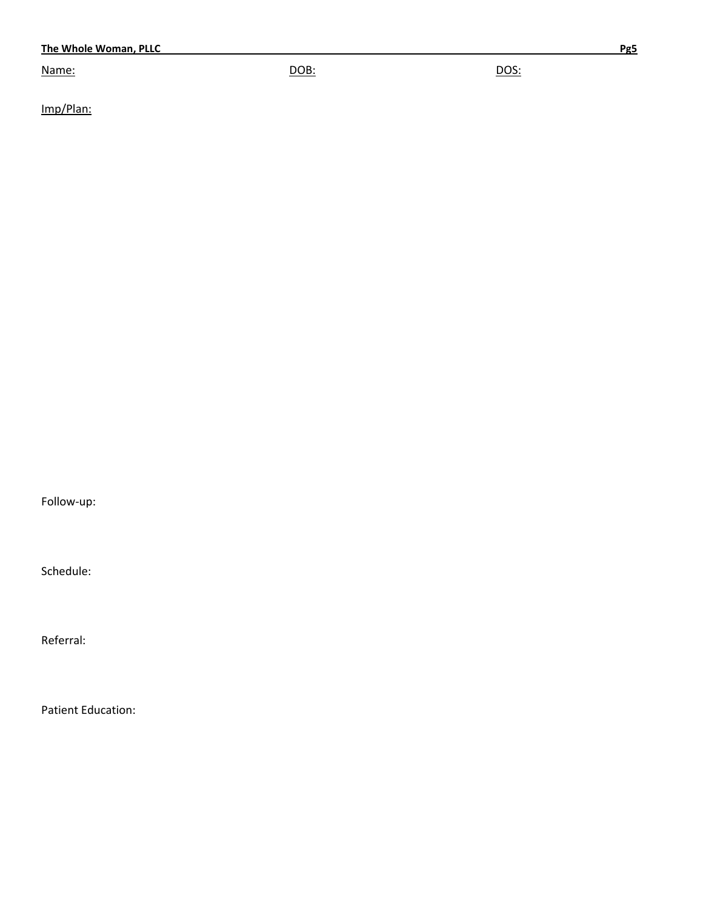Name: DOB: DOS:

Imp/Plan:

Follow-up:

Schedule:

Referral:

Patient Education: